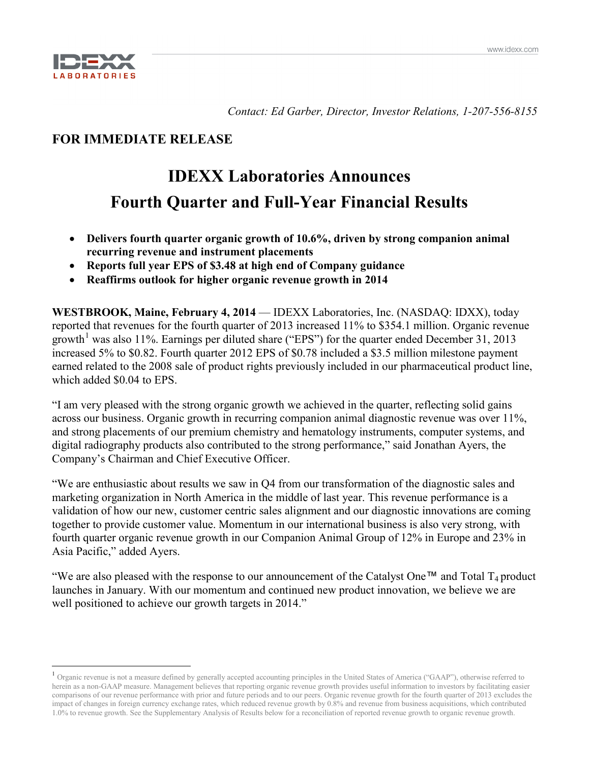Contact: Ed Garber, Director, Investor Relations, 1-207-556-8155

**FOR IMMEDIATE RELEASE**

# IDEXX Laboratories Announces Fourth Quarter and Full-Year Financial Results

- **Delivers fourth quarter organic growth of 10.6%, driven by strong companion animal recurring revenue and instrument placements**
- **Reports full year EPS of $3.48 at high end of Company guidance**
- **Reaffirms outlook for higher organic revenue growth in 2014**

**WESTBROOK, Maine, February 4, 2014** — IDEXX Laboratories, Inc. (NASDAQ: IDXX), today reported that revenues for the fourth quarter of 2013 increased 11% to $354.1 million. Organic revenue growth[1] was also 11%. Earnings per diluted share ("EPS") for the quarter ended December 31, 2013 increased 5% to $0.82. Fourth quarter 2012 EPS of $0.78 included a $3.5 million milestone payment earned related to the 2008 sale of product rights previously included in our pharmaceutical product line, which added $0.04 to EPS.

"I am very pleased with the strong organic growth we achieved in the quarter, reflecting solid gains across our business. Organic growth in recurring companion animal diagnostic revenue was over 11%, and strong placements of our premium chemistry and hematology instruments, computer systems, and digital radiography products also contributed to the strong performance," said Jonathan Ayers, the Company's Chairman and Chief Executive Officer.

"We are enthusiastic about results we saw in Q4 from our transformation of the diagnostic sales and marketing organization in North America in the middle of last year. This revenue performance is a validation of how our new, customer centric sales alignment and our diagnostic innovations are coming together to provide customer value. Momentum in our international business is also very strong, with fourth quarter organic revenue growth in our Companion Animal Group of 12% in Europe and 23% in Asia Pacific," added Ayers.

"We are also pleased with the response to our announcement of the Catalyst One™ and Total $T_4$ product launches in January. With our momentum and continued new product innovation, we believe we are well positioned to achieve our growth targets in 2014."

---

[1] Organic revenue is not a measure defined by generally accepted accounting principles in the United States of America ("GAAP"), otherwise referred to herein as a non-GAAP measure. Management believes that reporting organic revenue growth provides useful information to investors by facilitating easier comparisons of our revenue performance with prior and future periods and to our peers. Organic revenue growth for the fourth quarter of 2013 excludes the impact of changes in foreign currency exchange rates, which reduced revenue growth by 0.8% and revenue from business acquisitions, which contributed 1.0% to revenue growth. See the Supplementary Analysis of Results below for a reconciliation of reported revenue growth to organic revenue growth.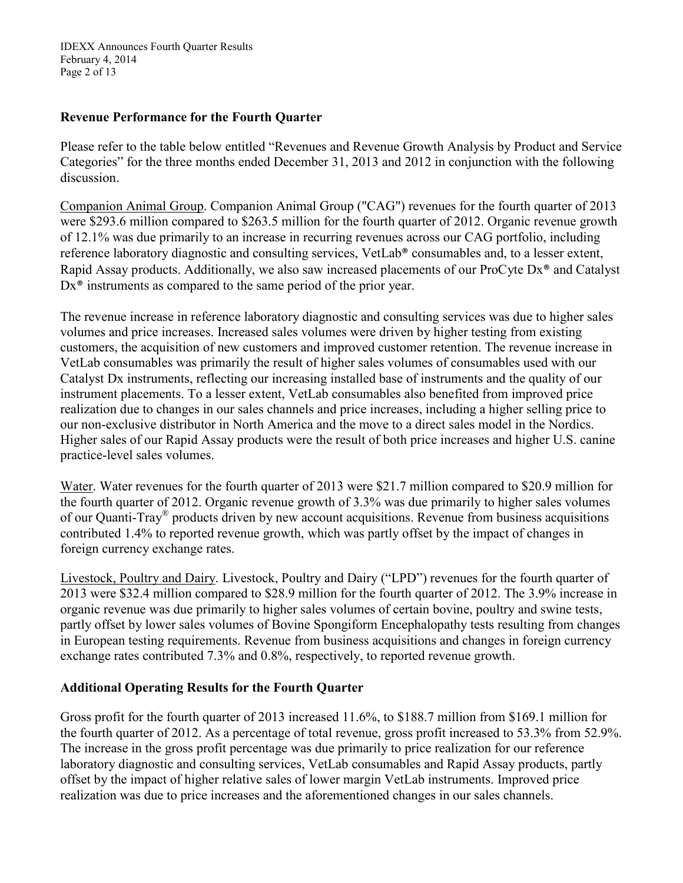## Revenue Performance for the Fourth Quarter

Please refer to the table below entitled "Revenues and Revenue Growth Analysis by Product and Service Categories" for the three months ended December 31, 2013 and 2012 in conjunction with the following discussion.

Companion Animal Group. Companion Animal Group ("CAG") revenues for the fourth quarter of 2013 were $293.6 million compared to $263.5 million for the fourth quarter of 2012. Organic revenue growth of 12.1% was due primarily to an increase in recurring revenues across our CAG portfolio, including reference laboratory diagnostic and consulting services, VetLab® consumables and, to a lesser extent, Rapid Assay products. Additionally, we also saw increased placements of our ProCyte Dx® and Catalyst Dx® instruments as compared to the same period of the prior year.

The revenue increase in reference laboratory diagnostic and consulting services was due to higher sales volumes and price increases. Increased sales volumes were driven by higher testing from existing customers, the acquisition of new customers and improved customer retention. The revenue increase in VetLab consumables was primarily the result of higher sales volumes of consumables used with our Catalyst Dx instruments, reflecting our increasing installed base of instruments and the quality of our instrument placements. To a lesser extent, VetLab consumables also benefited from improved price realization due to changes in our sales channels and price increases, including a higher selling price to our non-exclusive distributor in North America and the move to a direct sales model in the Nordics. Higher sales of our Rapid Assay products were the result of both price increases and higher U.S. canine practice-level sales volumes.

Water. Water revenues for the fourth quarter of 2013 were $21.7 million compared to $20.9 million for the fourth quarter of 2012. Organic revenue growth of 3.3% was due primarily to higher sales volumes of our Quanti-Tray® products driven by new account acquisitions. Revenue from business acquisitions contributed 1.4% to reported revenue growth, which was partly offset by the impact of changes in foreign currency exchange rates.

Livestock, Poultry and Dairy. Livestock, Poultry and Dairy ("LPD") revenues for the fourth quarter of 2013 were $32.4 million compared to $28.9 million for the fourth quarter of 2012. The 3.9% increase in organic revenue was due primarily to higher sales volumes of certain bovine, poultry and swine tests, partly offset by lower sales volumes of Bovine Spongiform Encephalopathy tests resulting from changes in European testing requirements. Revenue from business acquisitions and changes in foreign currency exchange rates contributed 7.3% and 0.8%, respectively, to reported revenue growth.

## Additional Operating Results for the Fourth Quarter

Gross profit for the fourth quarter of 2013 increased 11.6%, to $188.7 million from $169.1 million for the fourth quarter of 2012. As a percentage of total revenue, gross profit increased to 53.3% from 52.9%. The increase in the gross profit percentage was due primarily to price realization for our reference laboratory diagnostic and consulting services, VetLab consumables and Rapid Assay products, partly offset by the impact of higher relative sales of lower margin VetLab instruments. Improved price realization was due to price increases and the aforementioned changes in our sales channels.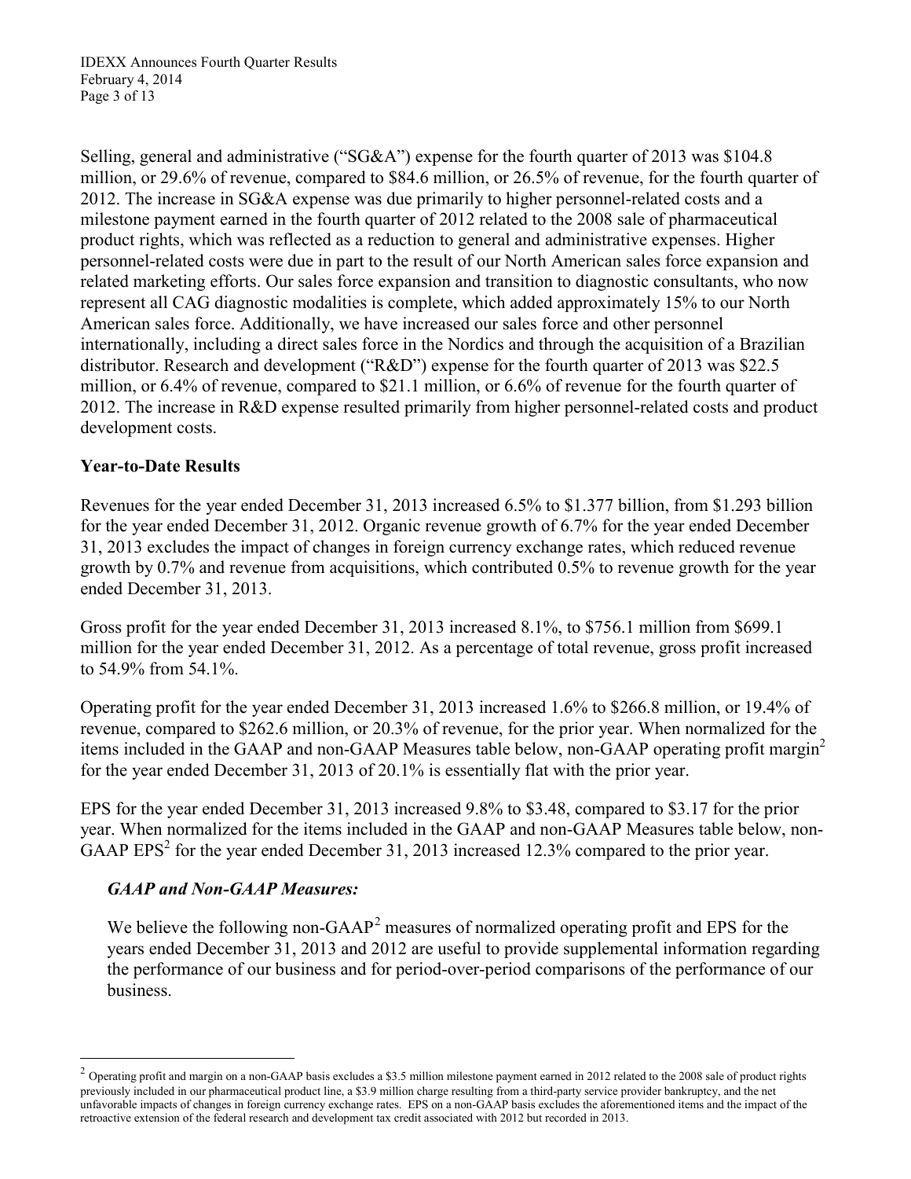Selling, general and administrative ("SG&A") expense for the fourth quarter of 2013 was $104.8 million, or 29.6% of revenue, compared to $84.6 million, or 26.5% of revenue, for the fourth quarter of 2012. The increase in SG&A expense was due primarily to higher personnel-related costs and a milestone payment earned in the fourth quarter of 2012 related to the 2008 sale of pharmaceutical product rights, which was reflected as a reduction to general and administrative expenses. Higher personnel-related costs were due in part to the result of our North American sales force expansion and related marketing efforts. Our sales force expansion and transition to diagnostic consultants, who now represent all CAG diagnostic modalities is complete, which added approximately 15% to our North American sales force. Additionally, we have increased our sales force and other personnel internationally, including a direct sales force in the Nordics and through the acquisition of a Brazilian distributor. Research and development ("R&D") expense for the fourth quarter of 2013 was $22.5 million, or 6.4% of revenue, compared to $21.1 million, or 6.6% of revenue for the fourth quarter of 2012. The increase in R&D expense resulted primarily from higher personnel-related costs and product development costs.

## Year-to-Date Results

Revenues for the year ended December 31, 2013 increased 6.5% to $1.377 billion, from $1.293 billion for the year ended December 31, 2012. Organic revenue growth of 6.7% for the year ended December 31, 2013 excludes the impact of changes in foreign currency exchange rates, which reduced revenue growth by 0.7% and revenue from acquisitions, which contributed 0.5% to revenue growth for the year ended December 31, 2013.

Gross profit for the year ended December 31, 2013 increased 8.1%, to $756.1 million from $699.1 million for the year ended December 31, 2012. As a percentage of total revenue, gross profit increased to 54.9% from 54.1%.

Operating profit for the year ended December 31, 2013 increased 1.6% to $266.8 million, or 19.4% of revenue, compared to $262.6 million, or 20.3% of revenue, for the prior year. When normalized for the items included in the GAAP and non-GAAP Measures table below, non-GAAP operating profit margin[2] for the year ended December 31, 2013 of 20.1% is essentially flat with the prior year.

EPS for the year ended December 31, 2013 increased 9.8% to $3.48, compared to $3.17 for the prior year. When normalized for the items included in the GAAP and non-GAAP Measures table below, non-GAAP EPS[2] for the year ended December 31, 2013 increased 12.3% compared to the prior year.

### *GAAP and Non-GAAP Measures:*

We believe the following non-GAAP[2] measures of normalized operating profit and EPS for the years ended December 31, 2013 and 2012 are useful to provide supplemental information regarding the performance of our business and for period-over-period comparisons of the performance of our business.

---

[2] Operating profit and margin on a non-GAAP basis excludes a $3.5 million milestone payment earned in 2012 related to the 2008 sale of product rights previously included in our pharmaceutical product line, a $3.9 million charge resulting from a third-party service provider bankruptcy, and the net unfavorable impacts of changes in foreign currency exchange rates. EPS on a non-GAAP basis excludes the aforementioned items and the impact of the retroactive extension of the federal research and development tax credit associated with 2012 but recorded in 2013.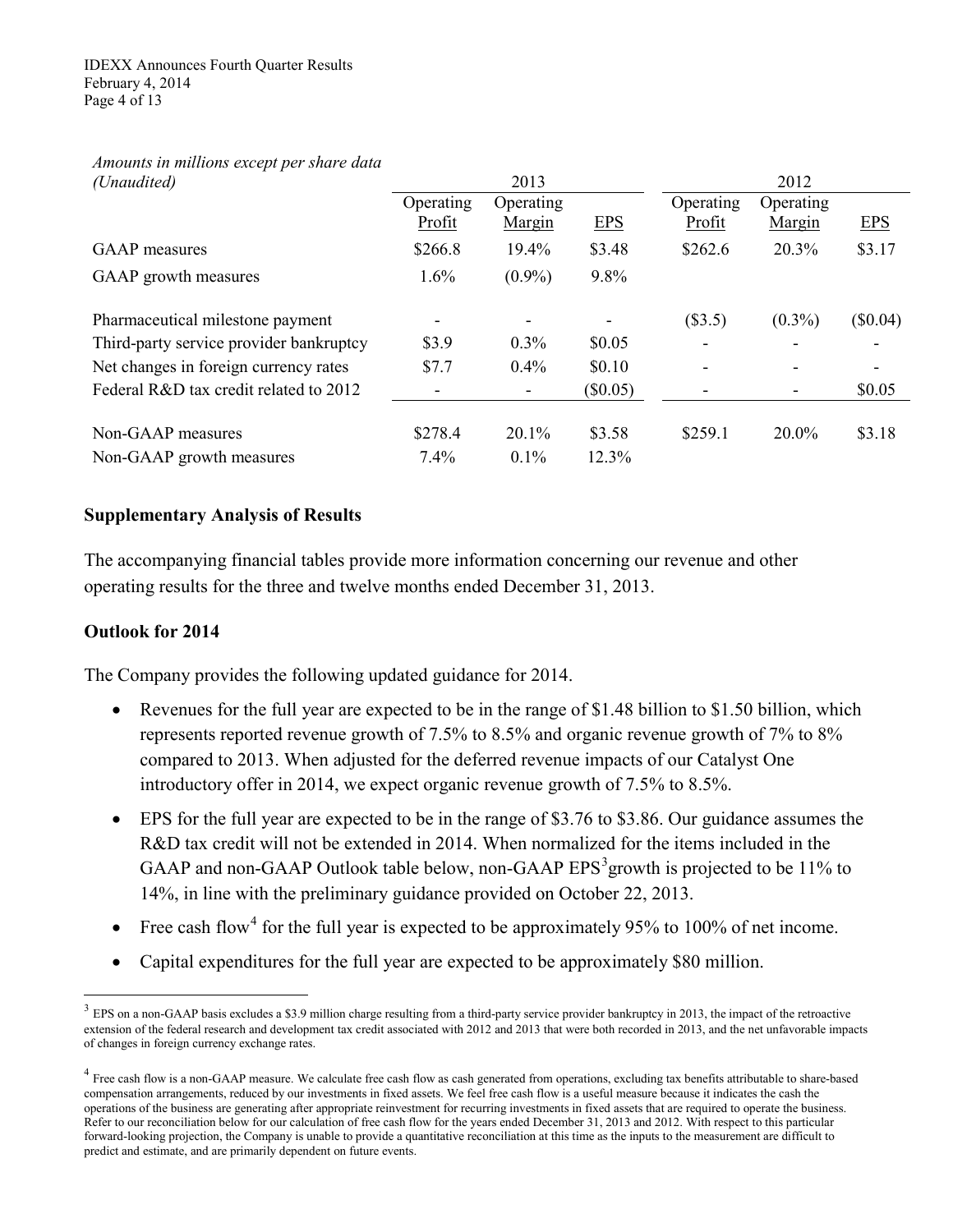| *Amounts in millions except per share data (Unaudited)* | 2013 | | | 2012 | | |
|---|---|---|---|---|---|---|
| | Operating Profit | Operating Margin | EPS | Operating Profit | Operating Margin | EPS |
| GAAP measures | $266.8 | 19.4% | $3.48 | $262.6 | 20.3% | $3.17 |
| GAAP growth measures | 1.6% | (0.9%) | 9.8% | | | |
| Pharmaceutical milestone payment | - | - | - | ($3.5) | (0.3%) | ($0.04) |
| Third-party service provider bankruptcy | $3.9 | 0.3% | $0.05 | - | - | - |
| Net changes in foreign currency rates | $7.7 | 0.4% | $0.10 | - | - | - |
| Federal R&D tax credit related to 2012 | - | - | ($0.05) | - | - | $0.05 |
| Non-GAAP measures | $278.4 | 20.1% | $3.58 | $259.1 | 20.0% | $3.18 |
| Non-GAAP growth measures | 7.4% | 0.1% | 12.3% | | | |

## Supplementary Analysis of Results

The accompanying financial tables provide more information concerning our revenue and other operating results for the three and twelve months ended December 31, 2013.

## Outlook for 2014

The Company provides the following updated guidance for 2014.

- Revenues for the full year are expected to be in the range of $1.48 billion to $1.50 billion, which represents reported revenue growth of 7.5% to 8.5% and organic revenue growth of 7% to 8% compared to 2013. When adjusted for the deferred revenue impacts of our Catalyst One introductory offer in 2014, we expect organic revenue growth of 7.5% to 8.5%.
- EPS for the full year are expected to be in the range of $3.76 to $3.86. Our guidance assumes the R&D tax credit will not be extended in 2014. When normalized for the items included in the GAAP and non-GAAP Outlook table below, non-GAAP EPS[3] growth is projected to be 11% to 14%, in line with the preliminary guidance provided on October 22, 2013.
- Free cash flow[4] for the full year is expected to be approximately 95% to 100% of net income.
- Capital expenditures for the full year are expected to be approximately $80 million.

[3] EPS on a non-GAAP basis excludes a $3.9 million charge resulting from a third-party service provider bankruptcy in 2013, the impact of the retroactive extension of the federal research and development tax credit associated with 2012 and 2013 that were both recorded in 2013, and the net unfavorable impacts of changes in foreign currency exchange rates.

[4] Free cash flow is a non-GAAP measure. We calculate free cash flow as cash generated from operations, excluding tax benefits attributable to share-based compensation arrangements, reduced by our investments in fixed assets. We feel free cash flow is a useful measure because it indicates the cash the operations of the business are generating after appropriate reinvestment for recurring investments in fixed assets that are required to operate the business. Refer to our reconciliation below for our calculation of free cash flow for the years ended December 31, 2013 and 2012. With respect to this particular forward-looking projection, the Company is unable to provide a quantitative reconciliation at this time as the inputs to the measurement are difficult to predict and estimate, and are primarily dependent on future events.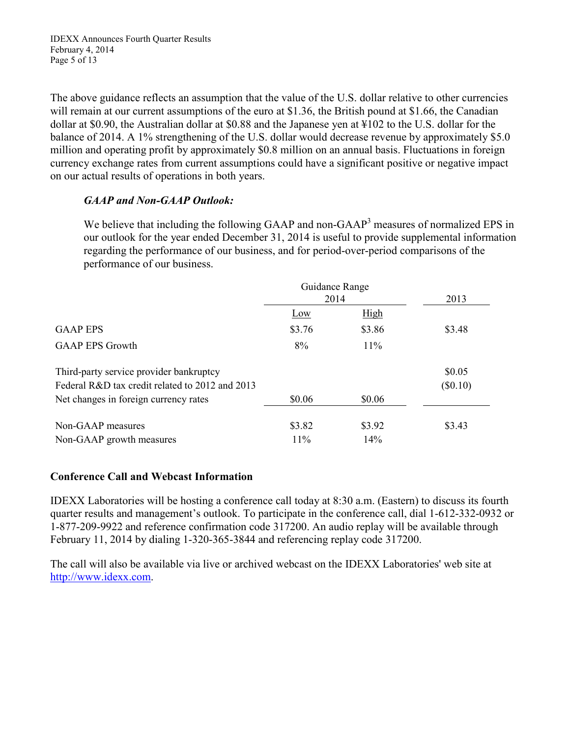The above guidance reflects an assumption that the value of the U.S. dollar relative to other currencies will remain at our current assumptions of the euro at $1.36, the British pound at $1.66, the Canadian dollar at $0.90, the Australian dollar at $0.88 and the Japanese yen at ¥102 to the U.S. dollar for the balance of 2014. A 1% strengthening of the U.S. dollar would decrease revenue by approximately $5.0 million and operating profit by approximately $0.8 million on an annual basis. Fluctuations in foreign currency exchange rates from current assumptions could have a significant positive or negative impact on our actual results of operations in both years.

***GAAP and Non-GAAP Outlook:***

We believe that including the following GAAP and non-GAAP[3] measures of normalized EPS in our outlook for the year ended December 31, 2014 is useful to provide supplemental information regarding the performance of our business, and for period-over-period comparisons of the performance of our business.

| | Guidance Range 2014 | | 2013 |
|---|---|---|---|
| | Low | High | |
| GAAP EPS | $3.76 | $3.86 | $3.48 |
| GAAP EPS Growth | 8% | 11% | |
| Third-party service provider bankruptcy | | | $0.05 |
| Federal R&D tax credit related to 2012 and 2013 | | | ($0.10) |
| Net changes in foreign currency rates | $0.06 | $0.06 | |
| Non-GAAP measures | $3.82 | $3.92 | $3.43 |
| Non-GAAP growth measures | 11% | 14% | |

## Conference Call and Webcast Information

IDEXX Laboratories will be hosting a conference call today at 8:30 a.m. (Eastern) to discuss its fourth quarter results and management's outlook. To participate in the conference call, dial 1-612-332-0932 or 1-877-209-9922 and reference confirmation code 317200. An audio replay will be available through February 11, 2014 by dialing 1-320-365-3844 and referencing replay code 317200.

The call will also be available via live or archived webcast on the IDEXX Laboratories' web site at http://www.idexx.com.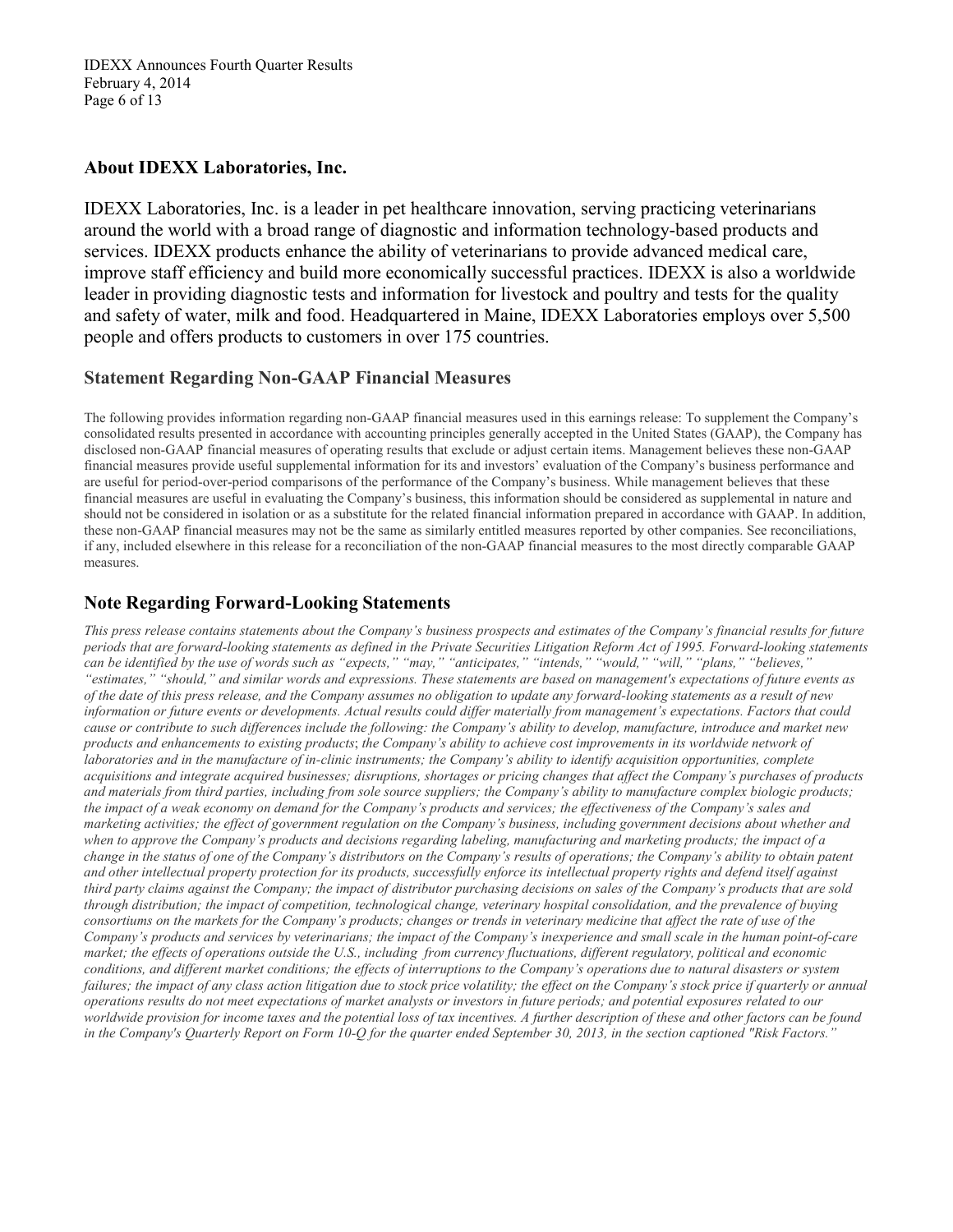## About IDEXX Laboratories, Inc.

IDEXX Laboratories, Inc. is a leader in pet healthcare innovation, serving practicing veterinarians around the world with a broad range of diagnostic and information technology-based products and services. IDEXX products enhance the ability of veterinarians to provide advanced medical care, improve staff efficiency and build more economically successful practices. IDEXX is also a worldwide leader in providing diagnostic tests and information for livestock and poultry and tests for the quality and safety of water, milk and food. Headquartered in Maine, IDEXX Laboratories employs over 5,500 people and offers products to customers in over 175 countries.

### Statement Regarding Non-GAAP Financial Measures

The following provides information regarding non-GAAP financial measures used in this earnings release: To supplement the Company's consolidated results presented in accordance with accounting principles generally accepted in the United States (GAAP), the Company has disclosed non-GAAP financial measures of operating results that exclude or adjust certain items. Management believes these non-GAAP financial measures provide useful supplemental information for its and investors' evaluation of the Company's business performance and are useful for period-over-period comparisons of the performance of the Company's business. While management believes that these financial measures are useful in evaluating the Company's business, this information should be considered as supplemental in nature and should not be considered in isolation or as a substitute for the related financial information prepared in accordance with GAAP. In addition, these non-GAAP financial measures may not be the same as similarly entitled measures reported by other companies. See reconciliations, if any, included elsewhere in this release for a reconciliation of the non-GAAP financial measures to the most directly comparable GAAP measures.

## Note Regarding Forward-Looking Statements

*This press release contains statements about the Company's business prospects and estimates of the Company's financial results for future periods that are forward-looking statements as defined in the Private Securities Litigation Reform Act of 1995. Forward-looking statements can be identified by the use of words such as "expects," "may," "anticipates," "intends," "would," "will," "plans," "believes," "estimates," "should," and similar words and expressions. These statements are based on management's expectations of future events as of the date of this press release, and the Company assumes no obligation to update any forward-looking statements as a result of new information or future events or developments. Actual results could differ materially from management's expectations. Factors that could cause or contribute to such differences include the following: the Company's ability to develop, manufacture, introduce and market new products and enhancements to existing products; the Company's ability to achieve cost improvements in its worldwide network of laboratories and in the manufacture of in-clinic instruments; the Company's ability to identify acquisition opportunities, complete acquisitions and integrate acquired businesses; disruptions, shortages or pricing changes that affect the Company's purchases of products and materials from third parties, including from sole source suppliers; the Company's ability to manufacture complex biologic products; the impact of a weak economy on demand for the Company's products and services; the effectiveness of the Company's sales and marketing activities; the effect of government regulation on the Company's business, including government decisions about whether and when to approve the Company's products and decisions regarding labeling, manufacturing and marketing products; the impact of a change in the status of one of the Company's distributors on the Company's results of operations; the Company's ability to obtain patent and other intellectual property protection for its products, successfully enforce its intellectual property rights and defend itself against third party claims against the Company; the impact of distributor purchasing decisions on sales of the Company's products that are sold through distribution; the impact of competition, technological change, veterinary hospital consolidation, and the prevalence of buying consortiums on the markets for the Company's products; changes or trends in veterinary medicine that affect the rate of use of the Company's products and services by veterinarians; the impact of the Company's inexperience and small scale in the human point-of-care market; the effects of operations outside the U.S., including from currency fluctuations, different regulatory, political and economic conditions, and different market conditions; the effects of interruptions to the Company's operations due to natural disasters or system failures; the impact of any class action litigation due to stock price volatility; the effect on the Company's stock price if quarterly or annual operations results do not meet expectations of market analysts or investors in future periods; and potential exposures related to our worldwide provision for income taxes and the potential loss of tax incentives. A further description of these and other factors can be found in the Company's Quarterly Report on Form 10-Q for the quarter ended September 30, 2013, in the section captioned "Risk Factors."*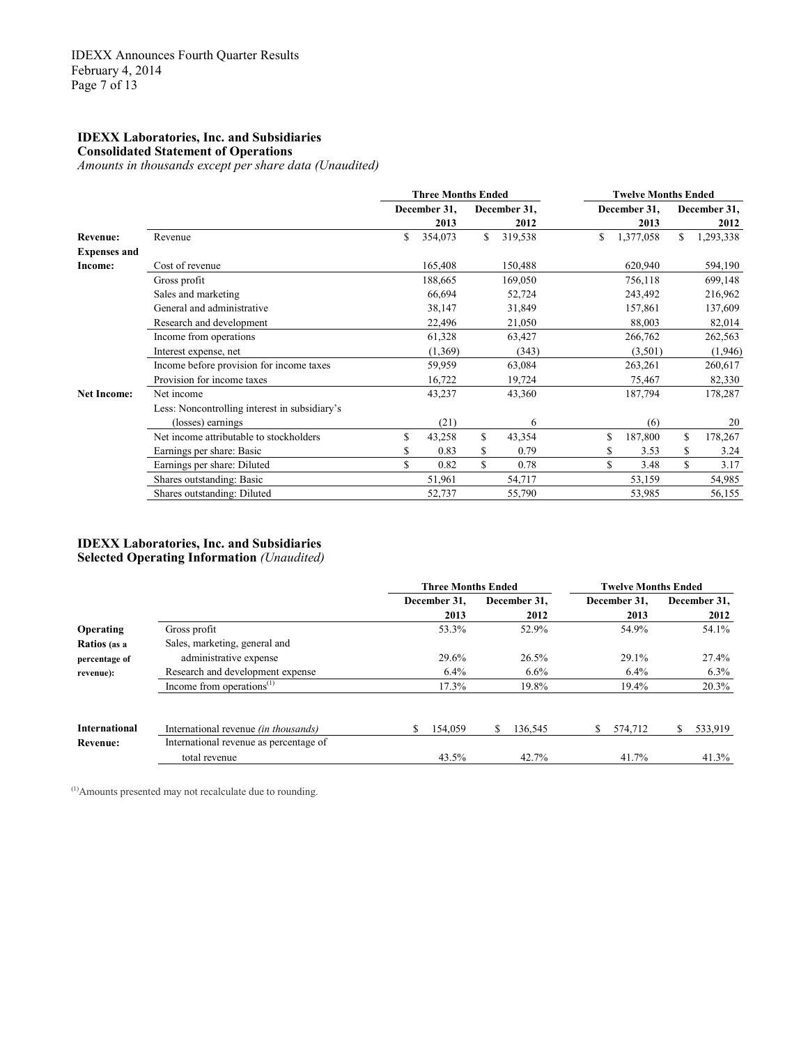## IDEXX Laboratories, Inc. and Subsidiaries
**Consolidated Statement of Operations**
*Amounts in thousands except per share data (Unaudited)*

| | | Three Months Ended | | Twelve Months Ended | |
|---|---|---|---|---|---|
| | | December 31, 2013 | December 31, 2012 | December 31, 2013 | December 31, 2012 |
| **Revenue:** | Revenue | $ 354,073 | $ 319,538 | $ 1,377,058 | $ 1,293,338 |
| **Expenses and Income:** | Cost of revenue | 165,408 | 150,488 | 620,940 | 594,190 |
| | Gross profit | 188,665 | 169,050 | 756,118 | 699,148 |
| | Sales and marketing | 66,694 | 52,724 | 243,492 | 216,962 |
| | General and administrative | 38,147 | 31,849 | 157,861 | 137,609 |
| | Research and development | 22,496 | 21,050 | 88,003 | 82,014 |
| | Income from operations | 61,328 | 63,427 | 266,762 | 262,563 |
| | Interest expense, net | (1,369) | (343) | (3,501) | (1,946) |
| | Income before provision for income taxes | 59,959 | 63,084 | 263,261 | 260,617 |
| | Provision for income taxes | 16,722 | 19,724 | 75,467 | 82,330 |
| **Net Income:** | Net income | 43,237 | 43,360 | 187,794 | 178,287 |
| | Less: Noncontrolling interest in subsidiary's (losses) earnings | (21) | 6 | (6) | 20 |
| | Net income attributable to stockholders | $ 43,258 | $ 43,354 | $ 187,800 | $ 178,267 |
| | Earnings per share: Basic | $ 0.83 | $ 0.79 | $ 3.53 | $ 3.24 |
| | Earnings per share: Diluted | $ 0.82 | $ 0.78 | $ 3.48 | $ 3.17 |
| | Shares outstanding: Basic | 51,961 | 54,717 | 53,159 | 54,985 |
| | Shares outstanding: Diluted | 52,737 | 55,790 | 53,985 | 56,155 |

## IDEXX Laboratories, Inc. and Subsidiaries
**Selected Operating Information** *(Unaudited)*

| | | Three Months Ended | | Twelve Months Ended | |
|---|---|---|---|---|---|
| | | December 31, 2013 | December 31, 2012 | December 31, 2013 | December 31, 2012 |
| **Operating Ratios (as a percentage of revenue):** | Gross profit | 53.3% | 52.9% | 54.9% | 54.1% |
| | Sales, marketing, general and administrative expense | 29.6% | 26.5% | 29.1% | 27.4% |
| | Research and development expense | 6.4% | 6.6% | 6.4% | 6.3% |
| | Income from operations[(1)] | 17.3% | 19.8% | 19.4% | 20.3% |
| **International Revenue:** | International revenue *(in thousands)* | $ 154,059 | $ 136,545 | $ 574,712 | $ 533,919 |
| | International revenue as percentage of total revenue | 43.5% | 42.7% | 41.7% | 41.3% |

[(1)] Amounts presented may not recalculate due to rounding.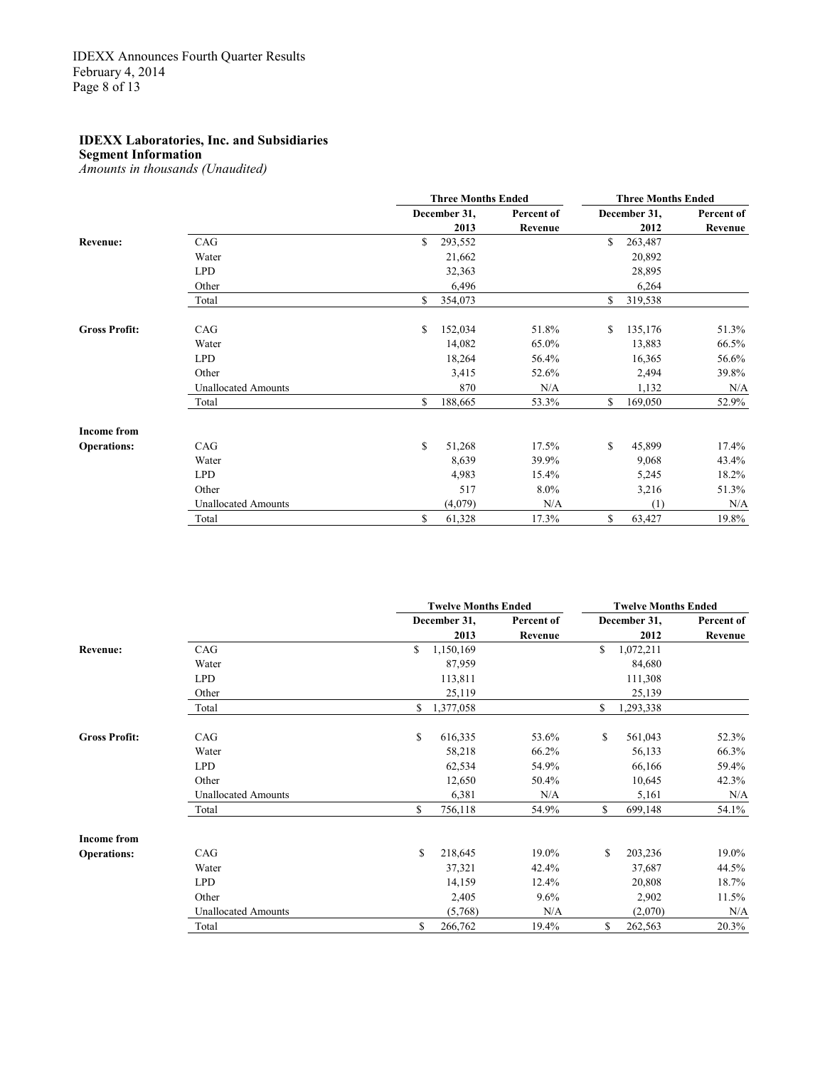**IDEXX Laboratories, Inc. and Subsidiaries**
**Segment Information**
*Amounts in thousands (Unaudited)*

| | | Three Months Ended | | Three Months Ended | |
|---|---|---|---|---|---|
| | | December 31, 2013 | Percent of Revenue | December 31, 2012 | Percent of Revenue |
| **Revenue:** | CAG | $ 293,552 | | $ 263,487 | |
| | Water | 21,662 | | 20,892 | |
| | LPD | 32,363 | | 28,895 | |
| | Other | 6,496 | | 6,264 | |
| | Total | $ 354,073 | | $ 319,538 | |
| **Gross Profit:** | CAG | $ 152,034 | 51.8% | $ 135,176 | 51.3% |
| | Water | 14,082 | 65.0% | 13,883 | 66.5% |
| | LPD | 18,264 | 56.4% | 16,365 | 56.6% |
| | Other | 3,415 | 52.6% | 2,494 | 39.8% |
| | Unallocated Amounts | 870 | N/A | 1,132 | N/A |
| | Total | $ 188,665 | 53.3% | $ 169,050 | 52.9% |
| **Income from Operations:** | CAG | $ 51,268 | 17.5% | $ 45,899 | 17.4% |
| | Water | 8,639 | 39.9% | 9,068 | 43.4% |
| | LPD | 4,983 | 15.4% | 5,245 | 18.2% |
| | Other | 517 | 8.0% | 3,216 | 51.3% |
| | Unallocated Amounts | (4,079) | N/A | (1) | N/A |
| | Total | $ 61,328 | 17.3% | $ 63,427 | 19.8% |

| | | Twelve Months Ended | | Twelve Months Ended | |
|---|---|---|---|---|---|
| | | December 31, 2013 | Percent of Revenue | December 31, 2012 | Percent of Revenue |
| **Revenue:** | CAG | $ 1,150,169 | | $ 1,072,211 | |
| | Water | 87,959 | | 84,680 | |
| | LPD | 113,811 | | 111,308 | |
| | Other | 25,119 | | 25,139 | |
| | Total | $ 1,377,058 | | $ 1,293,338 | |
| **Gross Profit:** | CAG | $ 616,335 | 53.6% | $ 561,043 | 52.3% |
| | Water | 58,218 | 66.2% | 56,133 | 66.3% |
| | LPD | 62,534 | 54.9% | 66,166 | 59.4% |
| | Other | 12,650 | 50.4% | 10,645 | 42.3% |
| | Unallocated Amounts | 6,381 | N/A | 5,161 | N/A |
| | Total | $ 756,118 | 54.9% | $ 699,148 | 54.1% |
| **Income from Operations:** | CAG | $ 218,645 | 19.0% | $ 203,236 | 19.0% |
| | Water | 37,321 | 42.4% | 37,687 | 44.5% |
| | LPD | 14,159 | 12.4% | 20,808 | 18.7% |
| | Other | 2,405 | 9.6% | 2,902 | 11.5% |
| | Unallocated Amounts | (5,768) | N/A | (2,070) | N/A |
| | Total | $ 266,762 | 19.4% | $ 262,563 | 20.3% |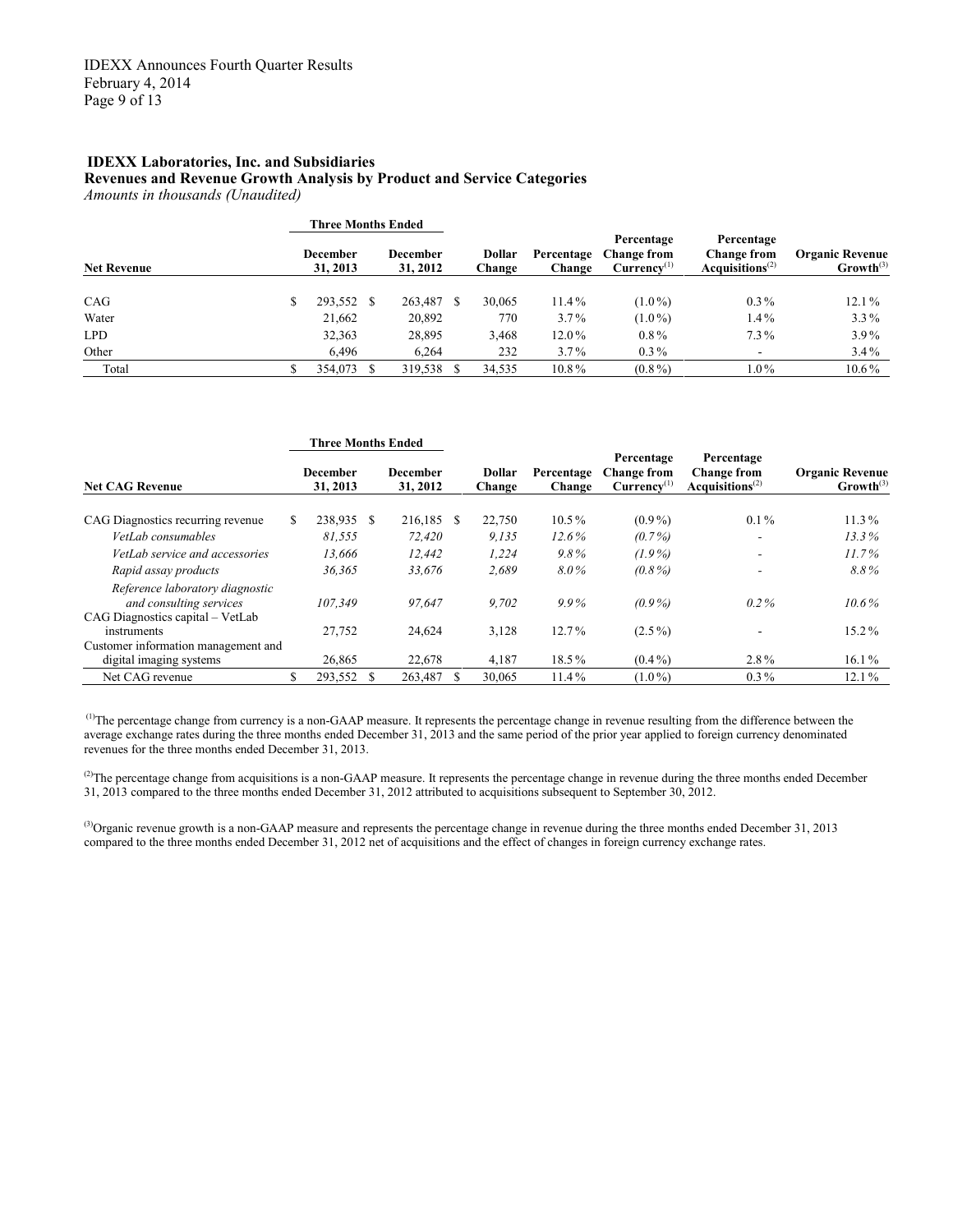**IDEXX Laboratories, Inc. and Subsidiaries**
**Revenues and Revenue Growth Analysis by Product and Service Categories**
*Amounts in thousands (Unaudited)*

| | Three Months Ended | | | | | | |
|---|---|---|---|---|---|---|---|
| **Net Revenue** | **December 31, 2013** | **December 31, 2012** | **Dollar Change** | **Percentage Change** | **Percentage Change from Currency**(1) | **Percentage Change from Acquisitions**(2) | **Organic Revenue Growth**(3) |
| CAG | $ 293,552 | $ 263,487 | $ 30,065 | 11.4% | (1.0%) | 0.3% | 12.1% |
| Water | 21,662 | 20,892 | 770 | 3.7% | (1.0%) | 1.4% | 3.3% |
| LPD | 32,363 | 28,895 | 3,468 | 12.0% | 0.8% | 7.3% | 3.9% |
| Other | 6,496 | 6,264 | 232 | 3.7% | 0.3% | - | 3.4% |
| Total | $ 354,073 | $ 319,538 | $ 34,535 | 10.8% | (0.8%) | 1.0% | 10.6% |

| | Three Months Ended | | | | | | |
|---|---|---|---|---|---|---|---|
| **Net CAG Revenue** | **December 31, 2013** | **December 31, 2012** | **Dollar Change** | **Percentage Change** | **Percentage Change from Currency**(1) | **Percentage Change from Acquisitions**(2) | **Organic Revenue Growth**(3) |
| CAG Diagnostics recurring revenue | $ 238,935 | $ 216,185 | $ 22,750 | 10.5% | (0.9%) | 0.1% | 11.3% |
| *VetLab consumables* | *81,555* | *72,420* | *9,135* | *12.6%* | *(0.7%)* | - | *13.3%* |
| *VetLab service and accessories* | *13,666* | *12,442* | *1,224* | *9.8%* | *(1.9%)* | - | *11.7%* |
| *Rapid assay products* | *36,365* | *33,676* | *2,689* | *8.0%* | *(0.8%)* | - | *8.8%* |
| *Reference laboratory diagnostic and consulting services* | *107,349* | *97,647* | *9,702* | *9.9%* | *(0.9%)* | *0.2%* | *10.6%* |
| CAG Diagnostics capital – VetLab instruments | 27,752 | 24,624 | 3,128 | 12.7% | (2.5%) | - | 15.2% |
| Customer information management and digital imaging systems | 26,865 | 22,678 | 4,187 | 18.5% | (0.4%) | 2.8% | 16.1% |
| Net CAG revenue | $ 293,552 | $ 263,487 | $ 30,065 | 11.4% | (1.0%) | 0.3% | 12.1% |

(1)The percentage change from currency is a non-GAAP measure. It represents the percentage change in revenue resulting from the difference between the average exchange rates during the three months ended December 31, 2013 and the same period of the prior year applied to foreign currency denominated revenues for the three months ended December 31, 2013.

(2)The percentage change from acquisitions is a non-GAAP measure. It represents the percentage change in revenue during the three months ended December 31, 2013 compared to the three months ended December 31, 2012 attributed to acquisitions subsequent to September 30, 2012.

(3)Organic revenue growth is a non-GAAP measure and represents the percentage change in revenue during the three months ended December 31, 2013 compared to the three months ended December 31, 2012 net of acquisitions and the effect of changes in foreign currency exchange rates.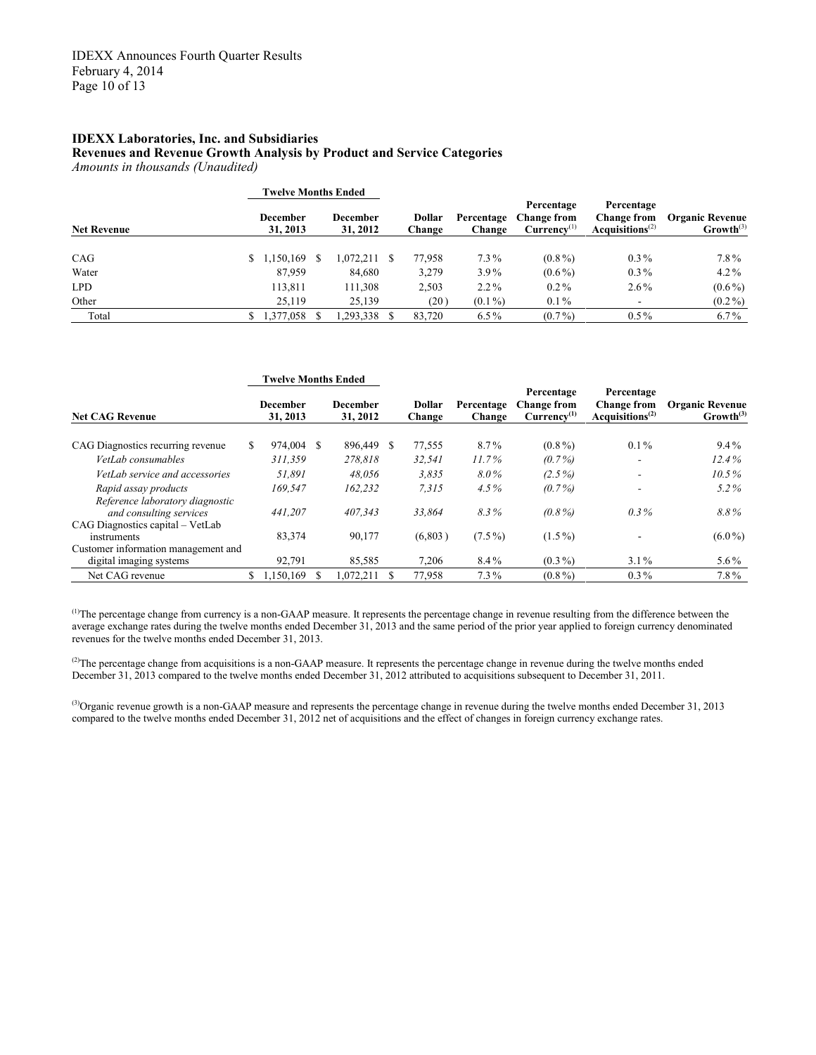**IDEXX Laboratories, Inc. and Subsidiaries**
**Revenues and Revenue Growth Analysis by Product and Service Categories**
*Amounts in thousands (Unaudited)*

| | Twelve Months Ended | | | | | | |
|---|---|---|---|---|---|---|---|
| **Net Revenue** | **December 31, 2013** | **December 31, 2012** | **Dollar Change** | **Percentage Change** | **Percentage Change from Currency[(1)]** | **Percentage Change from Acquisitions[(2)]** | **Organic Revenue Growth[(3)]** |
| CAG | $ 1,150,169 | $ 1,072,211 | $ 77,958 | 7.3% | (0.8%) | 0.3% | 7.8% |
| Water | 87,959 | 84,680 | 3,279 | 3.9% | (0.6%) | 0.3% | 4.2% |
| LPD | 113,811 | 111,308 | 2,503 | 2.2% | 0.2% | 2.6% | (0.6%) |
| Other | 25,119 | 25,139 | (20) | (0.1%) | 0.1% | - | (0.2%) |
| Total | $ 1,377,058 | $ 1,293,338 | $ 83,720 | 6.5% | (0.7%) | 0.5% | 6.7% |

| | Twelve Months Ended | | | | | | |
|---|---|---|---|---|---|---|---|
| **Net CAG Revenue** | **December 31, 2013** | **December 31, 2012** | **Dollar Change** | **Percentage Change** | **Percentage Change from Currency[(1)]** | **Percentage Change from Acquisitions[(2)]** | **Organic Revenue Growth[(3)]** |
| CAG Diagnostics recurring revenue | $ 974,004 | $ 896,449 | $ 77,555 | 8.7% | (0.8%) | 0.1% | 9.4% |
| *VetLab consumables* | *311,359* | *278,818* | *32,541* | *11.7%* | *(0.7%)* | - | *12.4%* |
| *VetLab service and accessories* | *51,891* | *48,056* | *3,835* | *8.0%* | *(2.5%)* | - | *10.5%* |
| *Rapid assay products* | *169,547* | *162,232* | *7,315* | *4.5%* | *(0.7%)* | - | *5.2%* |
| *Reference laboratory diagnostic and consulting services* | *441,207* | *407,343* | *33,864* | *8.3%* | *(0.8%)* | *0.3%* | *8.8%* |
| CAG Diagnostics capital – VetLab instruments | 83,374 | 90,177 | (6,803) | (7.5%) | (1.5%) | - | (6.0%) |
| Customer information management and digital imaging systems | 92,791 | 85,585 | 7,206 | 8.4% | (0.3%) | 3.1% | 5.6% |
| Net CAG revenue | $ 1,150,169 | $ 1,072,211 | $ 77,958 | 7.3% | (0.8%) | 0.3% | 7.8% |

[(1)]The percentage change from currency is a non-GAAP measure. It represents the percentage change in revenue resulting from the difference between the average exchange rates during the twelve months ended December 31, 2013 and the same period of the prior year applied to foreign currency denominated revenues for the twelve months ended December 31, 2013.

[(2)]The percentage change from acquisitions is a non-GAAP measure. It represents the percentage change in revenue during the twelve months ended December 31, 2013 compared to the twelve months ended December 31, 2012 attributed to acquisitions subsequent to December 31, 2011.

[(3)]Organic revenue growth is a non-GAAP measure and represents the percentage change in revenue during the twelve months ended December 31, 2013 compared to the twelve months ended December 31, 2012 net of acquisitions and the effect of changes in foreign currency exchange rates.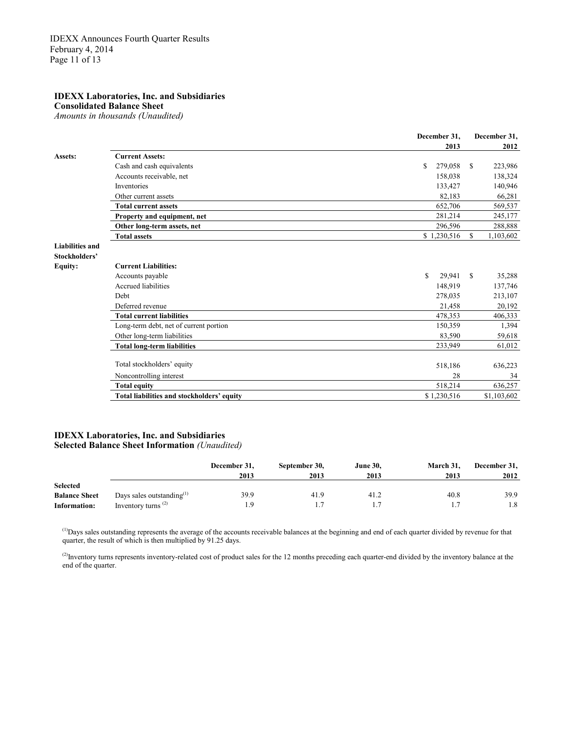**IDEXX Laboratories, Inc. and Subsidiaries**
**Consolidated Balance Sheet**
*Amounts in thousands (Unaudited)*

| | | December 31, 2013 | December 31, 2012 |
|---|---|---|---|
| **Assets:** | **Current Assets:** | | |
| | Cash and cash equivalents | $ 279,058 | $ 223,986 |
| | Accounts receivable, net | 158,038 | 138,324 |
| | Inventories | 133,427 | 140,946 |
| | Other current assets | 82,183 | 66,281 |
| | **Total current assets** | 652,706 | 569,537 |
| | **Property and equipment, net** | 281,214 | 245,177 |
| | **Other long-term assets, net** | 296,596 | 288,888 |
| | **Total assets** | $ 1,230,516 | $ 1,103,602 |
| **Liabilities and Stockholders' Equity:** | **Current Liabilities:** | | |
| | Accounts payable | $ 29,941 | $ 35,288 |
| | Accrued liabilities | 148,919 | 137,746 |
| | Debt | 278,035 | 213,107 |
| | Deferred revenue | 21,458 | 20,192 |
| | **Total current liabilities** | 478,353 | 406,333 |
| | Long-term debt, net of current portion | 150,359 | 1,394 |
| | Other long-term liabilities | 83,590 | 59,618 |
| | **Total long-term liabilities** | 233,949 | 61,012 |
| | Total stockholders' equity | 518,186 | 636,223 |
| | Noncontrolling interest | 28 | 34 |
| | **Total equity** | 518,214 | 636,257 |
| | **Total liabilities and stockholders' equity** | $ 1,230,516 | $1,103,602 |

**IDEXX Laboratories, Inc. and Subsidiaries**
**Selected Balance Sheet Information** *(Unaudited)*

| | | December 31, 2013 | September 30, 2013 | June 30, 2013 | March 31, 2013 | December 31, 2012 |
|---|---|---|---|---|---|---|
| **Selected Balance Sheet Information:** | Days sales outstanding[(1)] | 39.9 | 41.9 | 41.2 | 40.8 | 39.9 |
| | Inventory turns [(2)] | 1.9 | 1.7 | 1.7 | 1.7 | 1.8 |

[(1)]Days sales outstanding represents the average of the accounts receivable balances at the beginning and end of each quarter divided by revenue for that quarter, the result of which is then multiplied by 91.25 days.

[(2)]Inventory turns represents inventory-related cost of product sales for the 12 months preceding each quarter-end divided by the inventory balance at the end of the quarter.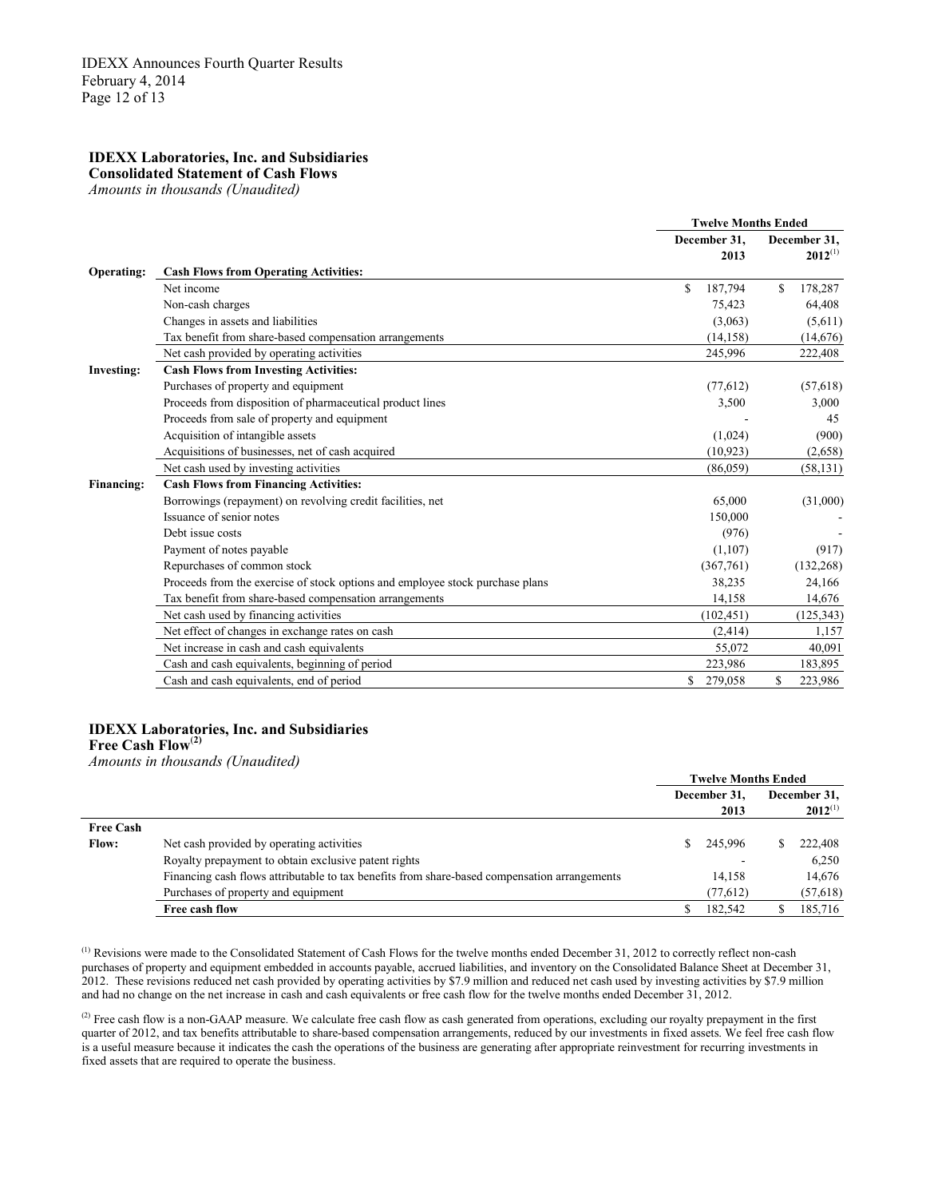**IDEXX Laboratories, Inc. and Subsidiaries**
**Consolidated Statement of Cash Flows**
*Amounts in thousands (Unaudited)*

| | | Twelve Months Ended | |
|---|---|---|---|
| | | December 31, 2013 | December 31, 2012[1] |
| **Operating:** | **Cash Flows from Operating Activities:** | | |
| | Net income | $ 187,794 | $ 178,287 |
| | Non-cash charges | 75,423 | 64,408 |
| | Changes in assets and liabilities | (3,063) | (5,611) |
| | Tax benefit from share-based compensation arrangements | (14,158) | (14,676) |
| | Net cash provided by operating activities | 245,996 | 222,408 |
| **Investing:** | **Cash Flows from Investing Activities:** | | |
| | Purchases of property and equipment | (77,612) | (57,618) |
| | Proceeds from disposition of pharmaceutical product lines | 3,500 | 3,000 |
| | Proceeds from sale of property and equipment | - | 45 |
| | Acquisition of intangible assets | (1,024) | (900) |
| | Acquisitions of businesses, net of cash acquired | (10,923) | (2,658) |
| | Net cash used by investing activities | (86,059) | (58,131) |
| **Financing:** | **Cash Flows from Financing Activities:** | | |
| | Borrowings (repayment) on revolving credit facilities, net | 65,000 | (31,000) |
| | Issuance of senior notes | 150,000 | - |
| | Debt issue costs | (976) | - |
| | Payment of notes payable | (1,107) | (917) |
| | Repurchases of common stock | (367,761) | (132,268) |
| | Proceeds from the exercise of stock options and employee stock purchase plans | 38,235 | 24,166 |
| | Tax benefit from share-based compensation arrangements | 14,158 | 14,676 |
| | Net cash used by financing activities | (102,451) | (125,343) |
| | Net effect of changes in exchange rates on cash | (2,414) | 1,157 |
| | Net increase in cash and cash equivalents | 55,072 | 40,091 |
| | Cash and cash equivalents, beginning of period | 223,986 | 183,895 |
| | Cash and cash equivalents, end of period | $ 279,058 | $ 223,986 |

**IDEXX Laboratories, Inc. and Subsidiaries**
**Free Cash Flow[2]**
*Amounts in thousands (Unaudited)*

| | | Twelve Months Ended | |
|---|---|---|---|
| | | December 31, 2013 | December 31, 2012[1] |
| **Free Cash Flow:** | Net cash provided by operating activities | $ 245,996 | $ 222,408 |
| | Royalty prepayment to obtain exclusive patent rights | - | 6,250 |
| | Financing cash flows attributable to tax benefits from share-based compensation arrangements | 14,158 | 14,676 |
| | Purchases of property and equipment | (77,612) | (57,618) |
| | **Free cash flow** | $ 182,542 | $ 185,716 |

[1] Revisions were made to the Consolidated Statement of Cash Flows for the twelve months ended December 31, 2012 to correctly reflect non-cash purchases of property and equipment embedded in accounts payable, accrued liabilities, and inventory on the Consolidated Balance Sheet at December 31, 2012. These revisions reduced net cash provided by operating activities by $7.9 million and reduced net cash used by investing activities by $7.9 million and had no change on the net increase in cash and cash equivalents or free cash flow for the twelve months ended December 31, 2012.

[2] Free cash flow is a non-GAAP measure. We calculate free cash flow as cash generated from operations, excluding our royalty prepayment in the first quarter of 2012, and tax benefits attributable to share-based compensation arrangements, reduced by our investments in fixed assets. We feel free cash flow is a useful measure because it indicates the cash the operations of the business are generating after appropriate reinvestment for recurring investments in fixed assets that are required to operate the business.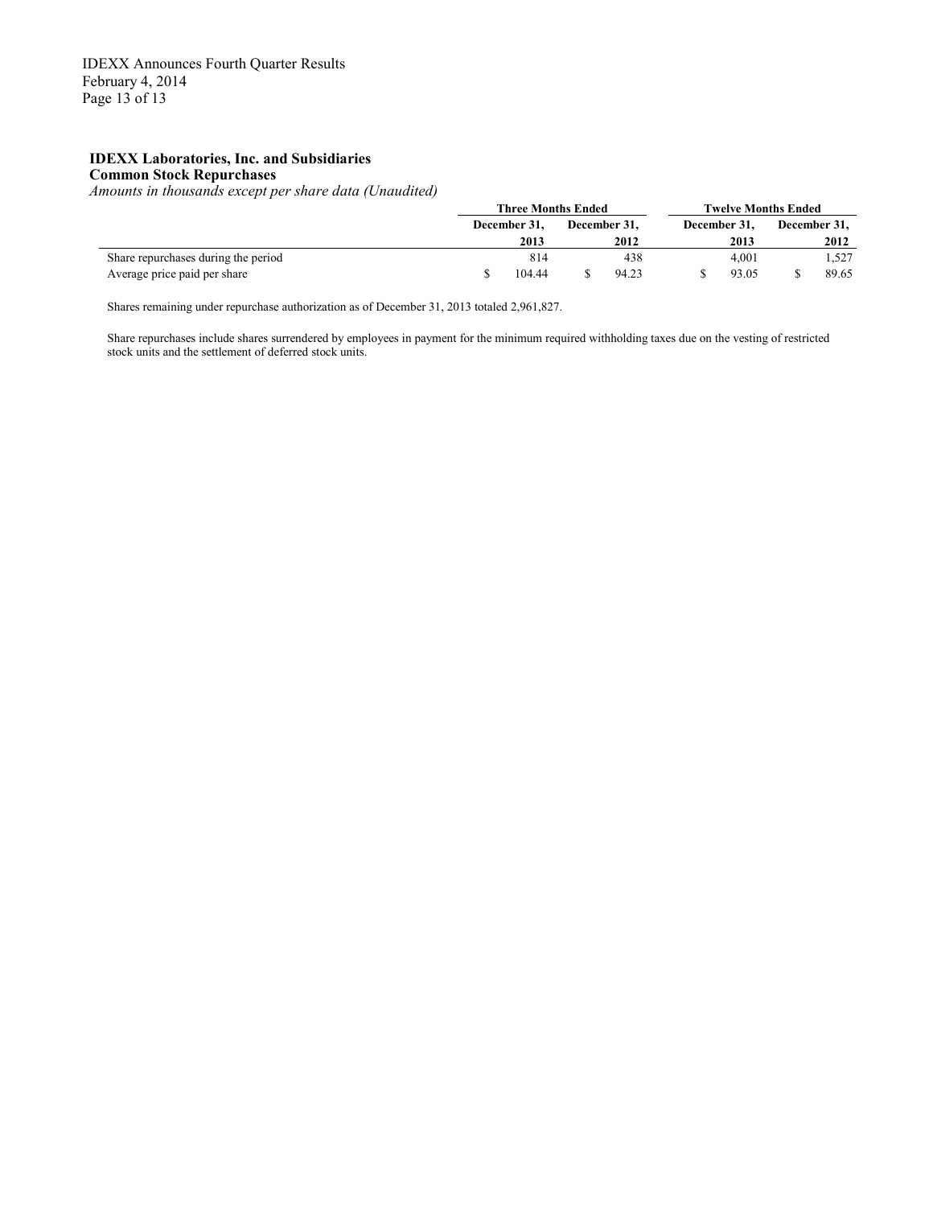**IDEXX Laboratories, Inc. and Subsidiaries**
**Common Stock Repurchases**
*Amounts in thousands except per share data (Unaudited)*

| | Three Months Ended | | Twelve Months Ended | |
|---|---|---|---|---|
| | December 31, 2013 | December 31, 2012 | December 31, 2013 | December 31, 2012 |
| Share repurchases during the period | 814 | 438 | 4,001 | 1,527 |
| Average price paid per share | $ 104.44 | $ 94.23 | $ 93.05 | $ 89.65 |

Shares remaining under repurchase authorization as of December 31, 2013 totaled 2,961,827.

Share repurchases include shares surrendered by employees in payment for the minimum required withholding taxes due on the vesting of restricted stock units and the settlement of deferred stock units.